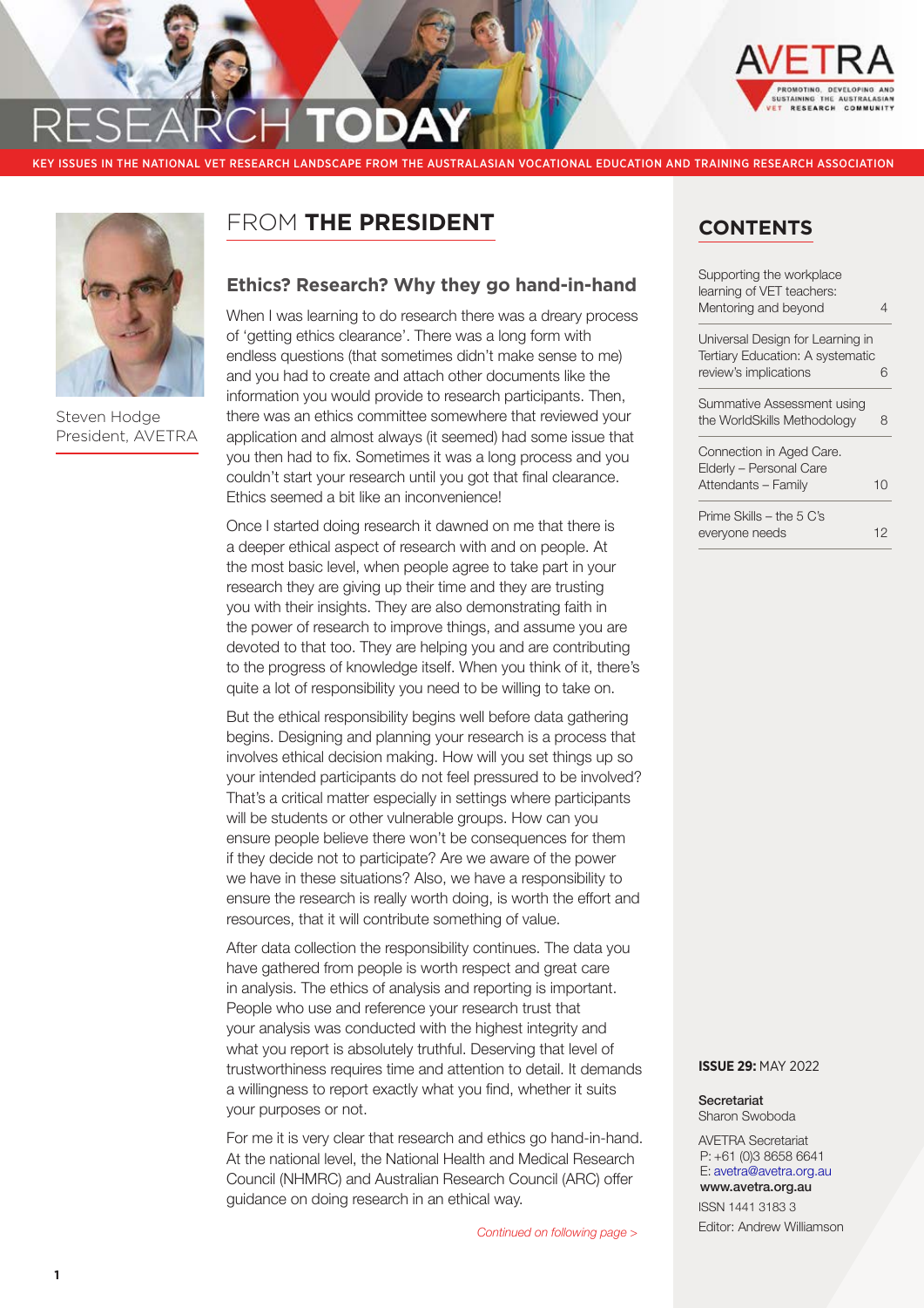# RESEARCH TODAY

AVETRA — PROMOTING, DEVELOPING AND SUSTAINING THE AUSTRALASIAN VET RESEARCH COMMUNITY

KEY ISSUES IN THE NATIONAL VET RESEARCH LANDSCAPE FROM THE AUSTRALASIAN VOCATIONAL EDUCATION AND TRAINING RESEARCH ASSOCIATION

## FROM THE PRESIDENT

Steven Hodge
President, AVETRA

### Ethics? Research? Why they go hand-in-hand

When I was learning to do research there was a dreary process of 'getting ethics clearance'. There was a long form with endless questions (that sometimes didn't make sense to me) and you had to create and attach other documents like the information you would provide to research participants. Then, there was an ethics committee somewhere that reviewed your application and almost always (it seemed) had some issue that you then had to fix. Sometimes it was a long process and you couldn't start your research until you got that final clearance. Ethics seemed a bit like an inconvenience!

Once I started doing research it dawned on me that there is a deeper ethical aspect of research with and on people. At the most basic level, when people agree to take part in your research they are giving up their time and they are trusting you with their insights. They are also demonstrating faith in the power of research to improve things, and assume you are devoted to that too. They are helping you and are contributing to the progress of knowledge itself. When you think of it, there's quite a lot of responsibility you need to be willing to take on.

But the ethical responsibility begins well before data gathering begins. Designing and planning your research is a process that involves ethical decision making. How will you set things up so your intended participants do not feel pressured to be involved? That's a critical matter especially in settings where participants will be students or other vulnerable groups. How can you ensure people believe there won't be consequences for them if they decide not to participate? Are we aware of the power we have in these situations? Also, we have a responsibility to ensure the research is really worth doing, is worth the effort and resources, that it will contribute something of value.

After data collection the responsibility continues. The data you have gathered from people is worth respect and great care in analysis. The ethics of analysis and reporting is important. People who use and reference your research trust that your analysis was conducted with the highest integrity and what you report is absolutely truthful. Deserving that level of trustworthiness requires time and attention to detail. It demands a willingness to report exactly what you find, whether it suits your purposes or not.

For me it is very clear that research and ethics go hand-in-hand. At the national level, the National Health and Medical Research Council (NHMRC) and Australian Research Council (ARC) offer guidance on doing research in an ethical way.

*Continued on following page >*

## CONTENTS

| | |
|---|---|
| Supporting the workplace learning of VET teachers: Mentoring and beyond | 4 |
| Universal Design for Learning in Tertiary Education: A systematic review's implications | 6 |
| Summative Assessment using the WorldSkills Methodology | 8 |
| Connection in Aged Care. Elderly – Personal Care Attendants – Family | 10 |
| Prime Skills – the 5 C's everyone needs | 12 |

**ISSUE 29:** MAY 2022

**Secretariat**
Sharon Swoboda

AVETRA Secretariat
P: +61 (0)3 8658 6641
E: avetra@avetra.org.au
**www.avetra.org.au**

ISSN 1441 3183 3

Editor: Andrew Williamson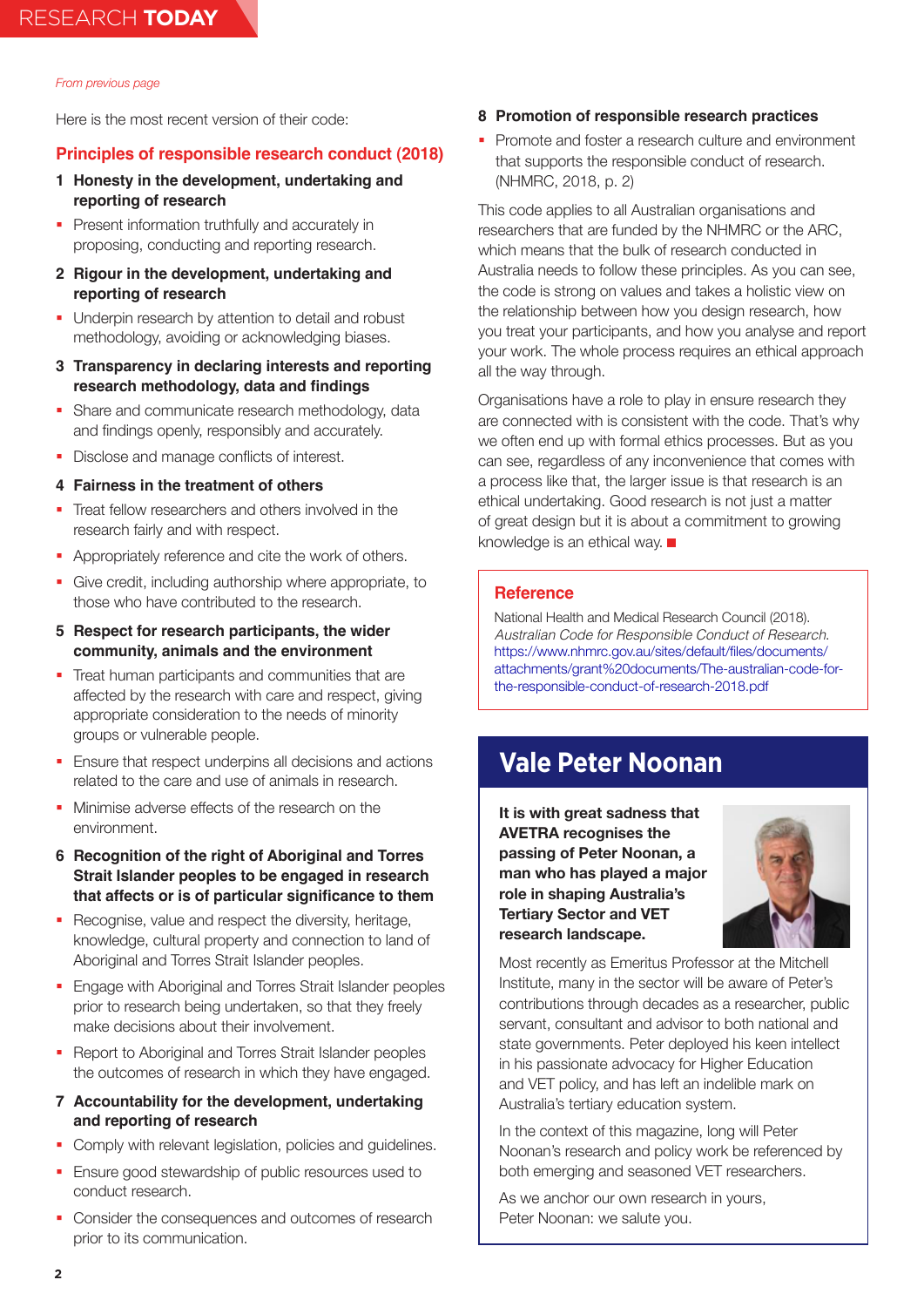*From previous page*

Here is the most recent version of their code:

## Principles of responsible research conduct (2018)

**1 Honesty in the development, undertaking and reporting of research**

- Present information truthfully and accurately in proposing, conducting and reporting research.

**2 Rigour in the development, undertaking and reporting of research**

- Underpin research by attention to detail and robust methodology, avoiding or acknowledging biases.

**3 Transparency in declaring interests and reporting research methodology, data and findings**

- Share and communicate research methodology, data and findings openly, responsibly and accurately.
- Disclose and manage conflicts of interest.

**4 Fairness in the treatment of others**

- Treat fellow researchers and others involved in the research fairly and with respect.
- Appropriately reference and cite the work of others.
- Give credit, including authorship where appropriate, to those who have contributed to the research.

**5 Respect for research participants, the wider community, animals and the environment**

- Treat human participants and communities that are affected by the research with care and respect, giving appropriate consideration to the needs of minority groups or vulnerable people.
- Ensure that respect underpins all decisions and actions related to the care and use of animals in research.
- Minimise adverse effects of the research on the environment.

**6 Recognition of the right of Aboriginal and Torres Strait Islander peoples to be engaged in research that affects or is of particular significance to them**

- Recognise, value and respect the diversity, heritage, knowledge, cultural property and connection to land of Aboriginal and Torres Strait Islander peoples.
- Engage with Aboriginal and Torres Strait Islander peoples prior to research being undertaken, so that they freely make decisions about their involvement.
- Report to Aboriginal and Torres Strait Islander peoples the outcomes of research in which they have engaged.

**7 Accountability for the development, undertaking and reporting of research**

- Comply with relevant legislation, policies and guidelines.
- Ensure good stewardship of public resources used to conduct research.
- Consider the consequences and outcomes of research prior to its communication.

**8 Promotion of responsible research practices**

- Promote and foster a research culture and environment that supports the responsible conduct of research. (NHMRC, 2018, p. 2)

This code applies to all Australian organisations and researchers that are funded by the NHMRC or the ARC, which means that the bulk of research conducted in Australia needs to follow these principles. As you can see, the code is strong on values and takes a holistic view on the relationship between how you design research, how you treat your participants, and how you analyse and report your work. The whole process requires an ethical approach all the way through.

Organisations have a role to play in ensure research they are connected with is consistent with the code. That's why we often end up with formal ethics processes. But as you can see, regardless of any inconvenience that comes with a process like that, the larger issue is that research is an ethical undertaking. Good research is not just a matter of great design but it is about a commitment to growing knowledge is an ethical way. ■

### Reference

National Health and Medical Research Council (2018). *Australian Code for Responsible Conduct of Research.* https://www.nhmrc.gov.au/sites/default/files/documents/attachments/grant%20documents/The-australian-code-for-the-responsible-conduct-of-research-2018.pdf

## Vale Peter Noonan

**It is with great sadness that AVETRA recognises the passing of Peter Noonan, a man who has played a major role in shaping Australia's Tertiary Sector and VET research landscape.**

Most recently as Emeritus Professor at the Mitchell Institute, many in the sector will be aware of Peter's contributions through decades as a researcher, public servant, consultant and advisor to both national and state governments. Peter deployed his keen intellect in his passionate advocacy for Higher Education and VET policy, and has left an indelible mark on Australia's tertiary education system.

In the context of this magazine, long will Peter Noonan's research and policy work be referenced by both emerging and seasoned VET researchers.

As we anchor our own research in yours, Peter Noonan: we salute you.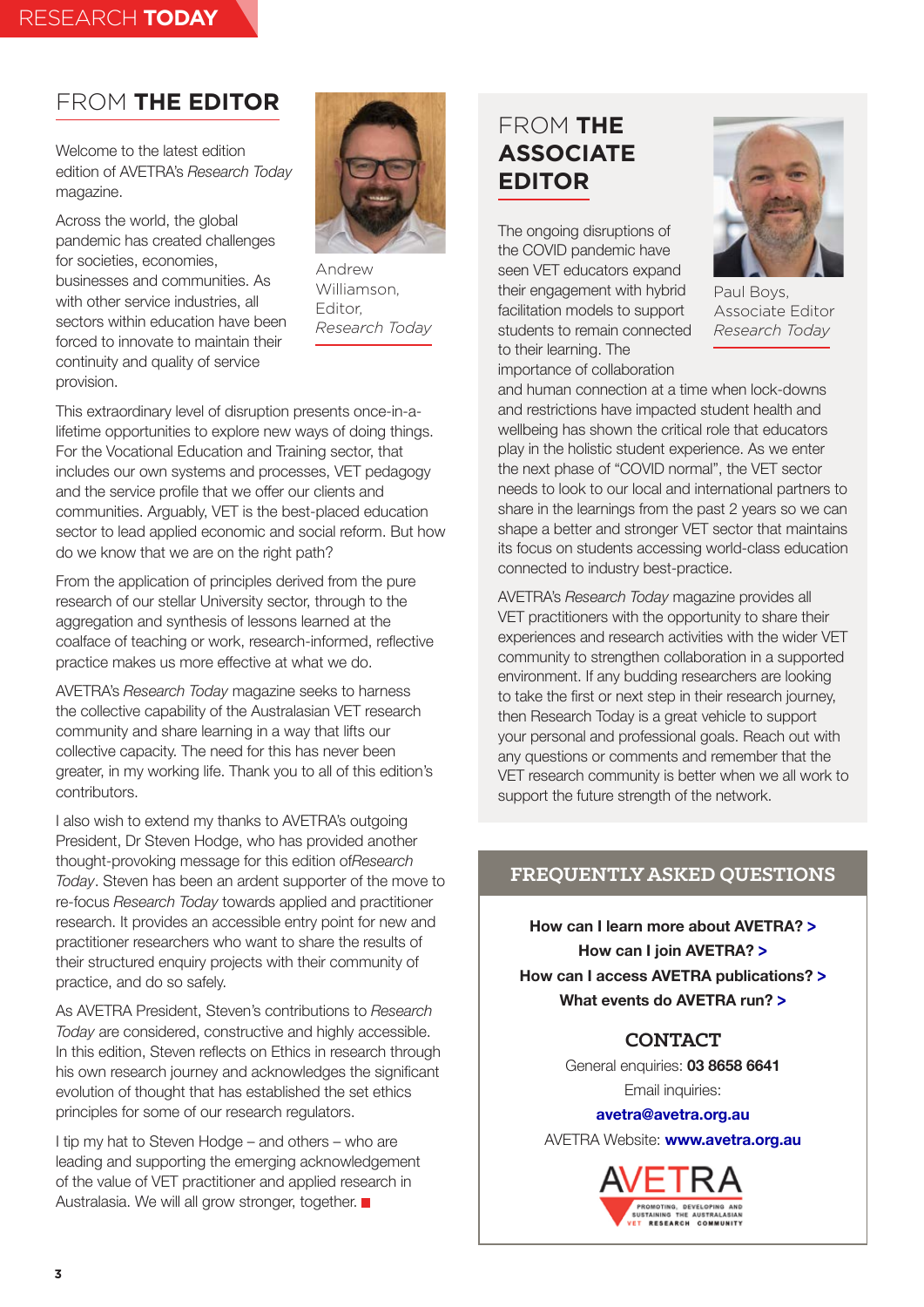## FROM **THE EDITOR**

Andrew Williamson, Editor, *Research Today*

Welcome to the latest edition edition of AVETRA's *Research Today* magazine.

Across the world, the global pandemic has created challenges for societies, economies, businesses and communities. As with other service industries, all sectors within education have been forced to innovate to maintain their continuity and quality of service provision.

This extraordinary level of disruption presents once-in-a-lifetime opportunities to explore new ways of doing things. For the Vocational Education and Training sector, that includes our own systems and processes, VET pedagogy and the service profile that we offer our clients and communities. Arguably, VET is the best-placed education sector to lead applied economic and social reform. But how do we know that we are on the right path?

From the application of principles derived from the pure research of our stellar University sector, through to the aggregation and synthesis of lessons learned at the coalface of teaching or work, research-informed, reflective practice makes us more effective at what we do.

AVETRA's *Research Today* magazine seeks to harness the collective capability of the Australasian VET research community and share learning in a way that lifts our collective capacity. The need for this has never been greater, in my working life. Thank you to all of this edition's contributors.

I also wish to extend my thanks to AVETRA's outgoing President, Dr Steven Hodge, who has provided another thought-provoking message for this edition of*Research Today*. Steven has been an ardent supporter of the move to re-focus *Research Today* towards applied and practitioner research. It provides an accessible entry point for new and practitioner researchers who want to share the results of their structured enquiry projects with their community of practice, and do so safely.

As AVETRA President, Steven's contributions to *Research Today* are considered, constructive and highly accessible. In this edition, Steven reflects on Ethics in research through his own research journey and acknowledges the significant evolution of thought that has established the set ethics principles for some of our research regulators.

I tip my hat to Steven Hodge – and others – who are leading and supporting the emerging acknowledgement of the value of VET practitioner and applied research in Australasia. We will all grow stronger, together. ■

## FROM **THE ASSOCIATE EDITOR**

Paul Boys, Associate Editor *Research Today*

The ongoing disruptions of the COVID pandemic have seen VET educators expand their engagement with hybrid facilitation models to support students to remain connected to their learning. The importance of collaboration and human connection at a time when lock-downs and restrictions have impacted student health and wellbeing has shown the critical role that educators play in the holistic student experience. As we enter the next phase of "COVID normal", the VET sector needs to look to our local and international partners to share in the learnings from the past 2 years so we can shape a better and stronger VET sector that maintains its focus on students accessing world-class education connected to industry best-practice.

AVETRA's *Research Today* magazine provides all VET practitioners with the opportunity to share their experiences and research activities with the wider VET community to strengthen collaboration in a supported environment. If any budding researchers are looking to take the first or next step in their research journey, then Research Today is a great vehicle to support your personal and professional goals. Reach out with any questions or comments and remember that the VET research community is better when we all work to support the future strength of the network.

## FREQUENTLY ASKED QUESTIONS

**How can I learn more about AVETRA? >**

**How can I join AVETRA? >**

**How can I access AVETRA publications? >**

**What events do AVETRA run? >**

## CONTACT

General enquiries: **03 8658 6641**

Email inquiries:

**avetra@avetra.org.au**

AVETRA Website: **www.avetra.org.au**

AVETRA

PROMOTING, DEVELOPING AND SUSTAINING THE AUSTRALASIAN VET RESEARCH COMMUNITY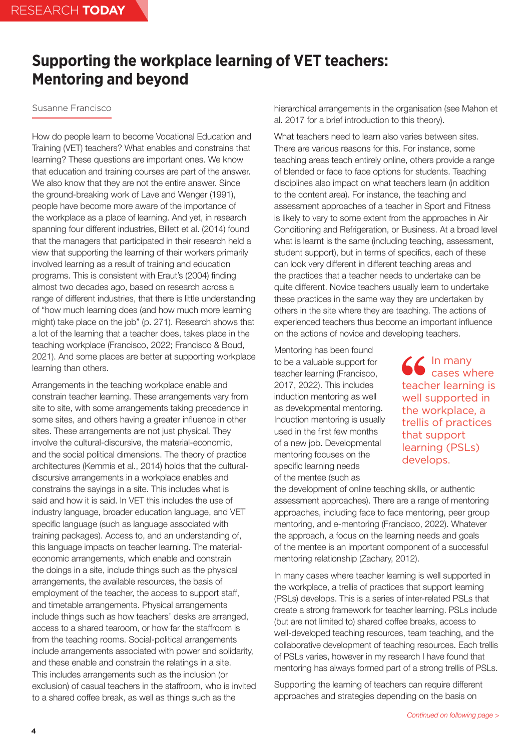# Supporting the workplace learning of VET teachers: Mentoring and beyond

Susanne Francisco

How do people learn to become Vocational Education and Training (VET) teachers? What enables and constrains that learning? These questions are important ones. We know that education and training courses are part of the answer. We also know that they are not the entire answer. Since the ground-breaking work of Lave and Wenger (1991), people have become more aware of the importance of the workplace as a place of learning. And yet, in research spanning four different industries, Billett et al. (2014) found that the managers that participated in their research held a view that supporting the learning of their workers primarily involved learning as a result of training and education programs. This is consistent with Eraut's (2004) finding almost two decades ago, based on research across a range of different industries, that there is little understanding of "how much learning does (and how much more learning might) take place on the job" (p. 271). Research shows that a lot of the learning that a teacher does, takes place in the teaching workplace (Francisco, 2022; Francisco & Boud, 2021). And some places are better at supporting workplace learning than others.

Arrangements in the teaching workplace enable and constrain teacher learning. These arrangements vary from site to site, with some arrangements taking precedence in some sites, and others having a greater influence in other sites. These arrangements are not just physical. They involve the cultural-discursive, the material-economic, and the social political dimensions. The theory of practice architectures (Kemmis et al., 2014) holds that the cultural-discursive arrangements in a workplace enables and constrains the sayings in a site. This includes what is said and how it is said. In VET this includes the use of industry language, broader education language, and VET specific language (such as language associated with training packages). Access to, and an understanding of, this language impacts on teacher learning. The material-economic arrangements, which enable and constrain the doings in a site, include things such as the physical arrangements, the available resources, the basis of employment of the teacher, the access to support staff, and timetable arrangements. Physical arrangements include things such as how teachers' desks are arranged, access to a shared tearoom, or how far the staffroom is from the teaching rooms. Social-political arrangements include arrangements associated with power and solidarity, and these enable and constrain the relatings in a site. This includes arrangements such as the inclusion (or exclusion) of casual teachers in the staffroom, who is invited to a shared coffee break, as well as things such as the hierarchical arrangements in the organisation (see Mahon et al. 2017 for a brief introduction to this theory).

What teachers need to learn also varies between sites. There are various reasons for this. For instance, some teaching areas teach entirely online, others provide a range of blended or face to face options for students. Teaching disciplines also impact on what teachers learn (in addition to the content area). For instance, the teaching and assessment approaches of a teacher in Sport and Fitness is likely to vary to some extent from the approaches in Air Conditioning and Refrigeration, or Business. At a broad level what is learnt is the same (including teaching, assessment, student support), but in terms of specifics, each of these can look very different in different teaching areas and the practices that a teacher needs to undertake can be quite different. Novice teachers usually learn to undertake these practices in the same way they are undertaken by others in the site where they are teaching. The actions of experienced teachers thus become an important influence on the actions of novice and developing teachers.

Mentoring has been found to be a valuable support for teacher learning (Francisco, 2017, 2022). This includes induction mentoring as well as developmental mentoring. Induction mentoring is usually used in the first few months of a new job. Developmental mentoring focuses on the specific learning needs of the mentee (such as the development of online teaching skills, or authentic assessment approaches). There are a range of mentoring approaches, including face to face mentoring, peer group mentoring, and e-mentoring (Francisco, 2022). Whatever the approach, a focus on the learning needs and goals of the mentee is an important component of a successful mentoring relationship (Zachary, 2012).

> In many cases where teacher learning is well supported in the workplace, a trellis of practices that support learning (PSLs) develops.

In many cases where teacher learning is well supported in the workplace, a trellis of practices that support learning (PSLs) develops. This is a series of inter-related PSLs that create a strong framework for teacher learning. PSLs include (but are not limited to) shared coffee breaks, access to well-developed teaching resources, team teaching, and the collaborative development of teaching resources. Each trellis of PSLs varies, however in my research I have found that mentoring has always formed part of a strong trellis of PSLs.

Supporting the learning of teachers can require different approaches and strategies depending on the basis on

*Continued on following page >*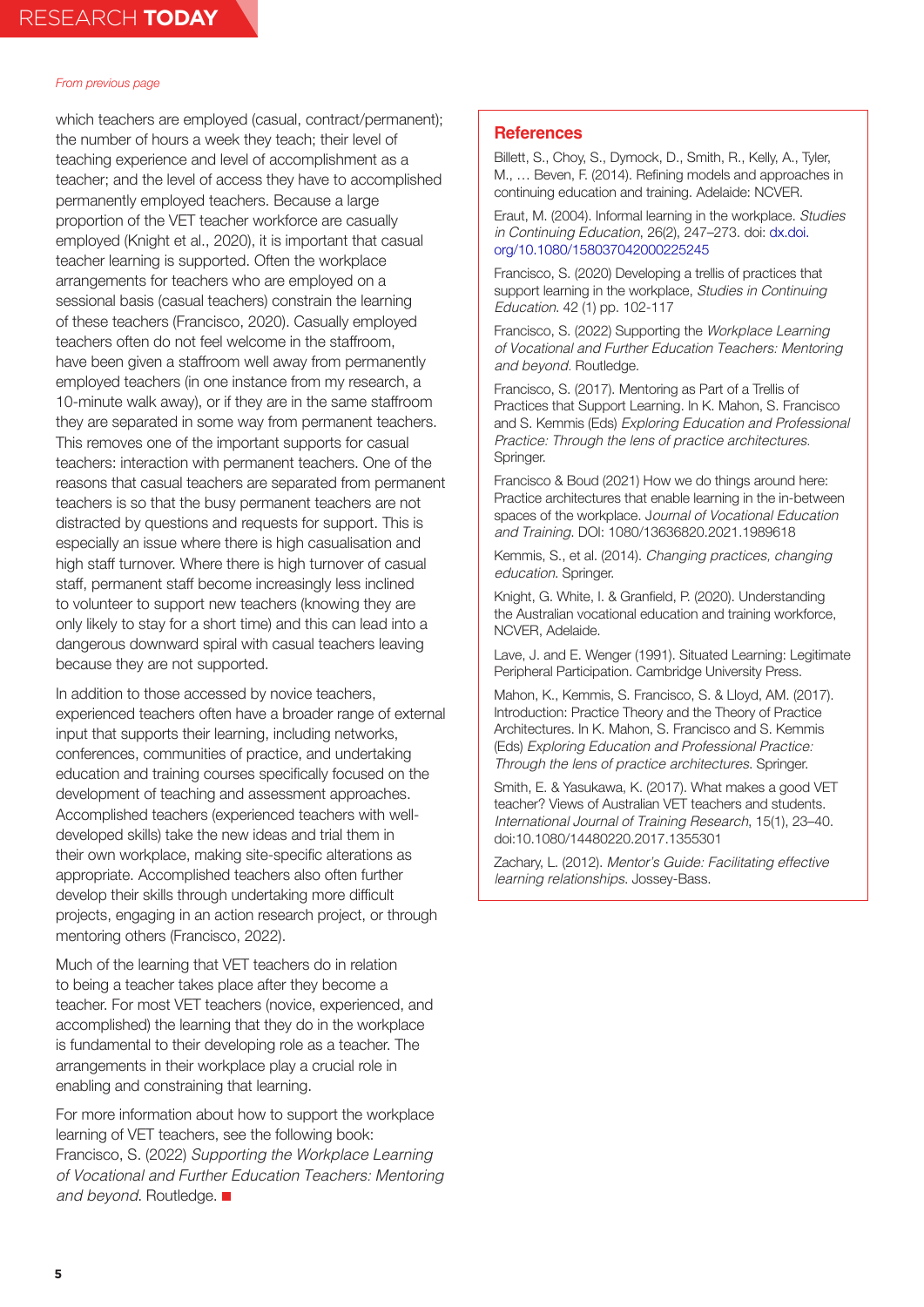*From previous page*

which teachers are employed (casual, contract/permanent); the number of hours a week they teach; their level of teaching experience and level of accomplishment as a teacher; and the level of access they have to accomplished permanently employed teachers. Because a large proportion of the VET teacher workforce are casually employed (Knight et al., 2020), it is important that casual teacher learning is supported. Often the workplace arrangements for teachers who are employed on a sessional basis (casual teachers) constrain the learning of these teachers (Francisco, 2020). Casually employed teachers often do not feel welcome in the staffroom, have been given a staffroom well away from permanently employed teachers (in one instance from my research, a 10-minute walk away), or if they are in the same staffroom they are separated in some way from permanent teachers. This removes one of the important supports for casual teachers: interaction with permanent teachers. One of the reasons that casual teachers are separated from permanent teachers is so that the busy permanent teachers are not distracted by questions and requests for support. This is especially an issue where there is high casualisation and high staff turnover. Where there is high turnover of casual staff, permanent staff become increasingly less inclined to volunteer to support new teachers (knowing they are only likely to stay for a short time) and this can lead into a dangerous downward spiral with casual teachers leaving because they are not supported.

In addition to those accessed by novice teachers, experienced teachers often have a broader range of external input that supports their learning, including networks, conferences, communities of practice, and undertaking education and training courses specifically focused on the development of teaching and assessment approaches. Accomplished teachers (experienced teachers with well-developed skills) take the new ideas and trial them in their own workplace, making site-specific alterations as appropriate. Accomplished teachers also often further develop their skills through undertaking more difficult projects, engaging in an action research project, or through mentoring others (Francisco, 2022).

Much of the learning that VET teachers do in relation to being a teacher takes place after they become a teacher. For most VET teachers (novice, experienced, and accomplished) the learning that they do in the workplace is fundamental to their developing role as a teacher. The arrangements in their workplace play a crucial role in enabling and constraining that learning.

For more information about how to support the workplace learning of VET teachers, see the following book: Francisco, S. (2022) *Supporting the Workplace Learning of Vocational and Further Education Teachers: Mentoring and beyond*. Routledge. ■

## References

Billett, S., Choy, S., Dymock, D., Smith, R., Kelly, A., Tyler, M., … Beven, F. (2014). Refining models and approaches in continuing education and training. Adelaide: NCVER.

Eraut, M. (2004). Informal learning in the workplace. *Studies in Continuing Education*, 26(2), 247–273. doi: dx.doi.org/10.1080/158037042000225245

Francisco, S. (2020) Developing a trellis of practices that support learning in the workplace, *Studies in Continuing Education*. 42 (1) pp. 102-117

Francisco, S. (2022) Supporting the *Workplace Learning of Vocational and Further Education Teachers: Mentoring and beyond*. Routledge.

Francisco, S. (2017). Mentoring as Part of a Trellis of Practices that Support Learning. In K. Mahon, S. Francisco and S. Kemmis (Eds) *Exploring Education and Professional Practice: Through the lens of practice architectures*. Springer.

Francisco & Boud (2021) How we do things around here: Practice architectures that enable learning in the in-between spaces of the workplace. J*ournal of Vocational Education and Training*. DOI: 1080/13636820.2021.1989618

Kemmis, S., et al. (2014). *Changing practices, changing education*. Springer.

Knight, G. White, I. & Granfield, P. (2020). Understanding the Australian vocational education and training workforce, NCVER, Adelaide.

Lave, J. and E. Wenger (1991). Situated Learning: Legitimate Peripheral Participation. Cambridge University Press.

Mahon, K., Kemmis, S. Francisco, S. & Lloyd, AM. (2017). Introduction: Practice Theory and the Theory of Practice Architectures. In K. Mahon, S. Francisco and S. Kemmis (Eds) *Exploring Education and Professional Practice: Through the lens of practice architectures*. Springer.

Smith, E. & Yasukawa, K. (2017). What makes a good VET teacher? Views of Australian VET teachers and students. *International Journal of Training Research*, 15(1), 23–40. doi:10.1080/14480220.2017.1355301

Zachary, L. (2012). *Mentor's Guide: Facilitating effective learning relationships*. Jossey-Bass.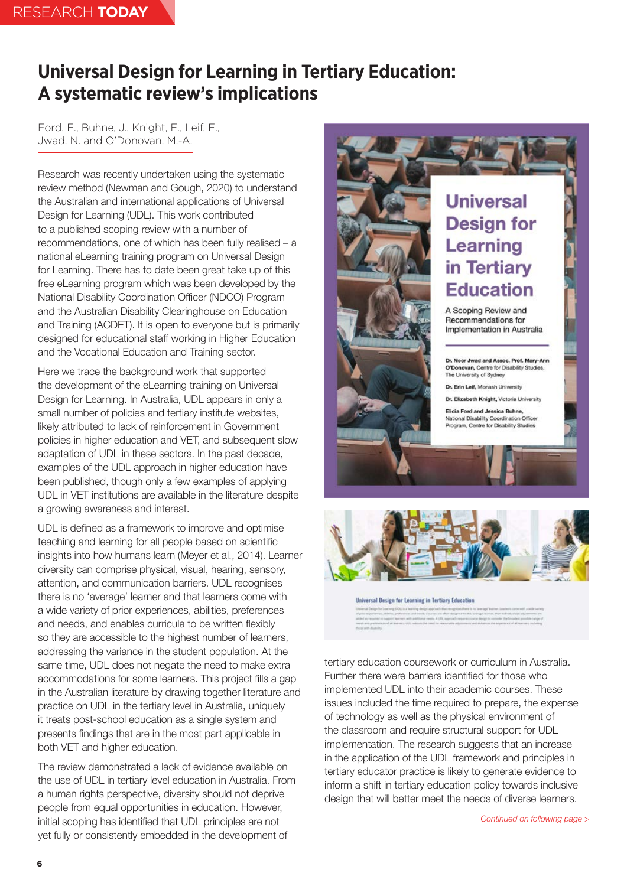# Universal Design for Learning in Tertiary Education: A systematic review's implications

Ford, E., Buhne, J., Knight, E., Leif, E., Jwad, N. and O'Donovan, M.-A.

Research was recently undertaken using the systematic review method (Newman and Gough, 2020) to understand the Australian and international applications of Universal Design for Learning (UDL). This work contributed to a published scoping review with a number of recommendations, one of which has been fully realised – a national eLearning training program on Universal Design for Learning. There has to date been great take up of this free eLearning program which was been developed by the National Disability Coordination Officer (NDCO) Program and the Australian Disability Clearinghouse on Education and Training (ACDET). It is open to everyone but is primarily designed for educational staff working in Higher Education and the Vocational Education and Training sector.

Here we trace the background work that supported the development of the eLearning training on Universal Design for Learning. In Australia, UDL appears in only a small number of policies and tertiary institute websites, likely attributed to lack of reinforcement in Government policies in higher education and VET, and subsequent slow adaptation of UDL in these sectors. In the past decade, examples of the UDL approach in higher education have been published, though only a few examples of applying UDL in VET institutions are available in the literature despite a growing awareness and interest.

UDL is defined as a framework to improve and optimise teaching and learning for all people based on scientific insights into how humans learn (Meyer et al., 2014). Learner diversity can comprise physical, visual, hearing, sensory, attention, and communication barriers. UDL recognises there is no 'average' learner and that learners come with a wide variety of prior experiences, abilities, preferences and needs, and enables curricula to be written flexibly so they are accessible to the highest number of learners, addressing the variance in the student population. At the same time, UDL does not negate the need to make extra accommodations for some learners. This project fills a gap in the Australian literature by drawing together literature and practice on UDL in the tertiary level in Australia, uniquely it treats post-school education as a single system and presents findings that are in the most part applicable in both VET and higher education.

The review demonstrated a lack of evidence available on the use of UDL in tertiary level education in Australia. From a human rights perspective, diversity should not deprive people from equal opportunities in education. However, initial scoping has identified that UDL principles are not yet fully or consistently embedded in the development of tertiary education coursework or curriculum in Australia. Further there were barriers identified for those who implemented UDL into their academic courses. These issues included the time required to prepare, the expense of technology as well as the physical environment of the classroom and require structural support for UDL implementation. The research suggests that an increase in the application of the UDL framework and principles in tertiary educator practice is likely to generate evidence to inform a shift in tertiary education policy towards inclusive design that will better meet the needs of diverse learners.

*Continued on following page >*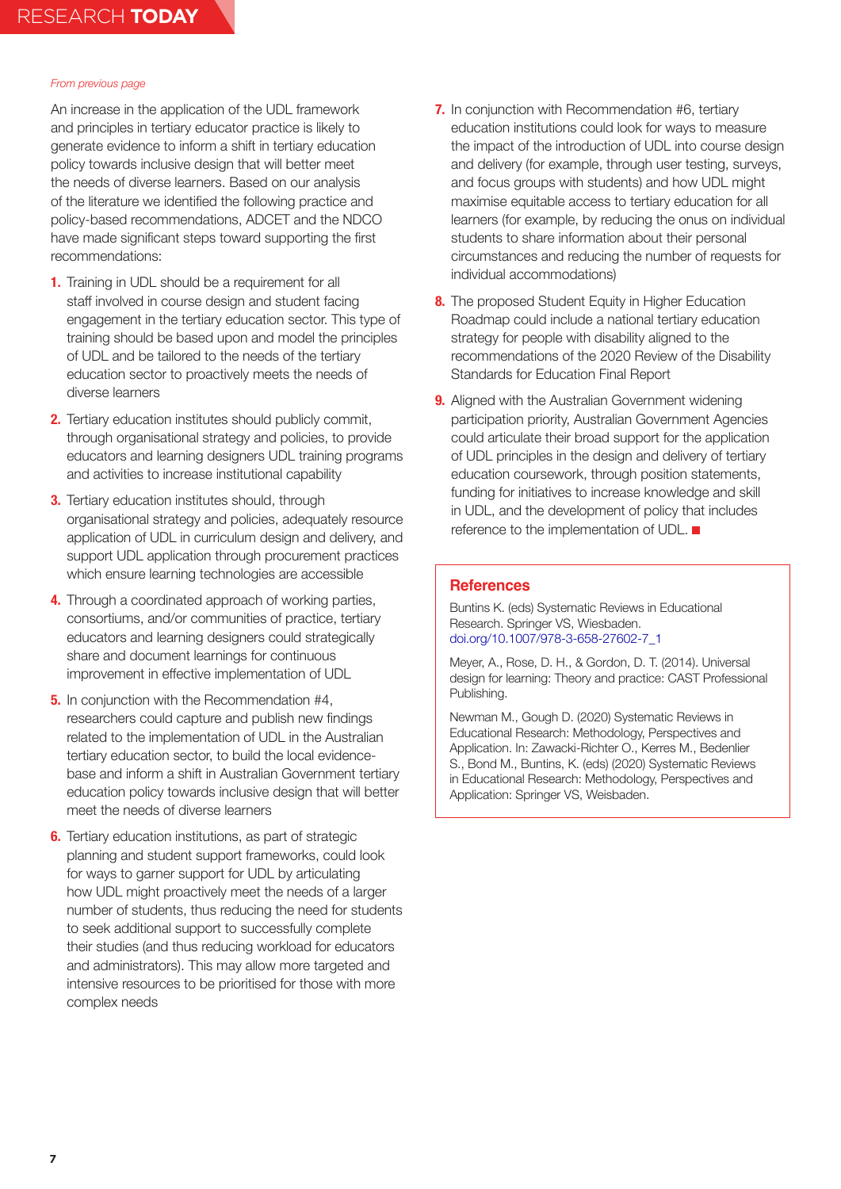*From previous page*

An increase in the application of the UDL framework and principles in tertiary educator practice is likely to generate evidence to inform a shift in tertiary education policy towards inclusive design that will better meet the needs of diverse learners. Based on our analysis of the literature we identified the following practice and policy-based recommendations, ADCET and the NDCO have made significant steps toward supporting the first recommendations:

1. Training in UDL should be a requirement for all staff involved in course design and student facing engagement in the tertiary education sector. This type of training should be based upon and model the principles of UDL and be tailored to the needs of the tertiary education sector to proactively meets the needs of diverse learners
2. Tertiary education institutes should publicly commit, through organisational strategy and policies, to provide educators and learning designers UDL training programs and activities to increase institutional capability
3. Tertiary education institutes should, through organisational strategy and policies, adequately resource application of UDL in curriculum design and delivery, and support UDL application through procurement practices which ensure learning technologies are accessible
4. Through a coordinated approach of working parties, consortiums, and/or communities of practice, tertiary educators and learning designers could strategically share and document learnings for continuous improvement in effective implementation of UDL
5. In conjunction with the Recommendation #4, researchers could capture and publish new findings related to the implementation of UDL in the Australian tertiary education sector, to build the local evidence-base and inform a shift in Australian Government tertiary education policy towards inclusive design that will better meet the needs of diverse learners
6. Tertiary education institutions, as part of strategic planning and student support frameworks, could look for ways to garner support for UDL by articulating how UDL might proactively meet the needs of a larger number of students, thus reducing the need for students to seek additional support to successfully complete their studies (and thus reducing workload for educators and administrators). This may allow more targeted and intensive resources to be prioritised for those with more complex needs
7. In conjunction with Recommendation #6, tertiary education institutions could look for ways to measure the impact of the introduction of UDL into course design and delivery (for example, through user testing, surveys, and focus groups with students) and how UDL might maximise equitable access to tertiary education for all learners (for example, by reducing the onus on individual students to share information about their personal circumstances and reducing the number of requests for individual accommodations)
8. The proposed Student Equity in Higher Education Roadmap could include a national tertiary education strategy for people with disability aligned to the recommendations of the 2020 Review of the Disability Standards for Education Final Report
9. Aligned with the Australian Government widening participation priority, Australian Government Agencies could articulate their broad support for the application of UDL principles in the design and delivery of tertiary education coursework, through position statements, funding for initiatives to increase knowledge and skill in UDL, and the development of policy that includes reference to the implementation of UDL. ■

## References

Buntins K. (eds) Systematic Reviews in Educational Research. Springer VS, Wiesbaden. doi.org/10.1007/978-3-658-27602-7_1

Meyer, A., Rose, D. H., & Gordon, D. T. (2014). Universal design for learning: Theory and practice: CAST Professional Publishing.

Newman M., Gough D. (2020) Systematic Reviews in Educational Research: Methodology, Perspectives and Application. In: Zawacki-Richter O., Kerres M., Bedenlier S., Bond M., Buntins, K. (eds) (2020) Systematic Reviews in Educational Research: Methodology, Perspectives and Application: Springer VS, Weisbaden.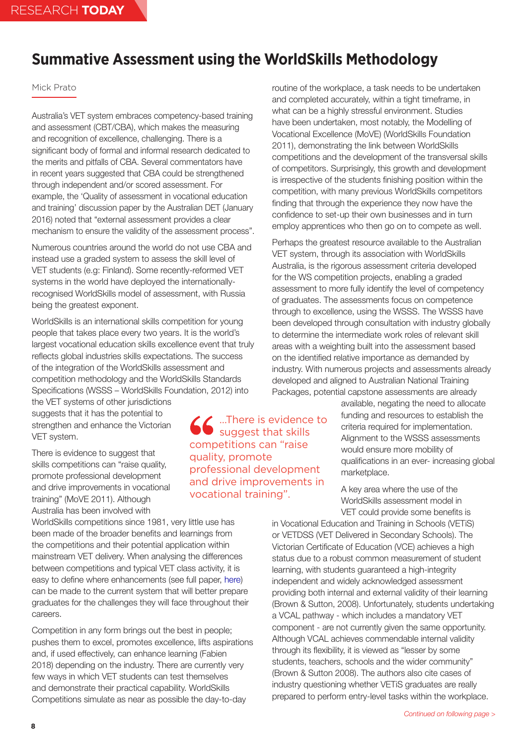# Summative Assessment using the WorldSkills Methodology

Mick Prato

Australia's VET system embraces competency-based training and assessment (CBT/CBA), which makes the measuring and recognition of excellence, challenging. There is a significant body of formal and informal research dedicated to the merits and pitfalls of CBA. Several commentators have in recent years suggested that CBA could be strengthened through independent and/or scored assessment. For example, the 'Quality of assessment in vocational education and training' discussion paper by the Australian DET (January 2016) noted that "external assessment provides a clear mechanism to ensure the validity of the assessment process".

Numerous countries around the world do not use CBA and instead use a graded system to assess the skill level of VET students (e.g: Finland). Some recently-reformed VET systems in the world have deployed the internationally-recognised WorldSkills model of assessment, with Russia being the greatest exponent.

WorldSkills is an international skills competition for young people that takes place every two years. It is the world's largest vocational education skills excellence event that truly reflects global industries skills expectations. The success of the integration of the WorldSkills assessment and competition methodology and the WorldSkills Standards Specifications (WSSS – WorldSkills Foundation, 2012) into the VET systems of other jurisdictions suggests that it has the potential to strengthen and enhance the Victorian VET system.

> "...There is evidence to suggest that skills competitions can "raise quality, promote professional development and drive improvements in vocational training".

There is evidence to suggest that skills competitions can "raise quality, promote professional development and drive improvements in vocational training" (MoVE 2011). Although Australia has been involved with WorldSkills competitions since 1981, very little use has been made of the broader benefits and learnings from the competitions and their potential application within mainstream VET delivery. When analysing the differences between competitions and typical VET class activity, it is easy to define where enhancements (see full paper, here) can be made to the current system that will better prepare graduates for the challenges they will face throughout their careers.

Competition in any form brings out the best in people; pushes them to excel, promotes excellence, lifts aspirations and, if used effectively, can enhance learning (Fabien 2018) depending on the industry. There are currently very few ways in which VET students can test themselves and demonstrate their practical capability. WorldSkills Competitions simulate as near as possible the day-to-day routine of the workplace, a task needs to be undertaken and completed accurately, within a tight timeframe, in what can be a highly stressful environment. Studies have been undertaken, most notably, the Modelling of Vocational Excellence (MoVE) (WorldSkills Foundation 2011), demonstrating the link between WorldSkills competitions and the development of the transversal skills of competitors. Surprisingly, this growth and development is irrespective of the students finishing position within the competition, with many previous WorldSkills competitors finding that through the experience they now have the confidence to set-up their own businesses and in turn employ apprentices who then go on to compete as well.

Perhaps the greatest resource available to the Australian VET system, through its association with WorldSkills Australia, is the rigorous assessment criteria developed for the WS competition projects, enabling a graded assessment to more fully identify the level of competency of graduates. The assessments focus on competence through to excellence, using the WSSS. The WSSS have been developed through consultation with industry globally to determine the intermediate work roles of relevant skill areas with a weighting built into the assessment based on the identified relative importance as demanded by industry. With numerous projects and assessments already developed and aligned to Australian National Training Packages, potential capstone assessments are already available, negating the need to allocate funding and resources to establish the criteria required for implementation. Alignment to the WSSS assessments would ensure more mobility of qualifications in an ever- increasing global marketplace.

A key area where the use of the WorldSkills assessment model in VET could provide some benefits is in Vocational Education and Training in Schools (VETiS) or VETDSS (VET Delivered in Secondary Schools). The Victorian Certificate of Education (VCE) achieves a high status due to a robust common measurement of student learning, with students guaranteed a high-integrity independent and widely acknowledged assessment providing both internal and external validity of their learning (Brown & Sutton, 2008). Unfortunately, students undertaking a VCAL pathway - which includes a mandatory VET component - are not currently given the same opportunity. Although VCAL achieves commendable internal validity through its flexibility, it is viewed as "lesser by some students, teachers, schools and the wider community" (Brown & Sutton 2008). The authors also cite cases of industry questioning whether VETiS graduates are really prepared to perform entry-level tasks within the workplace.

*Continued on following page >*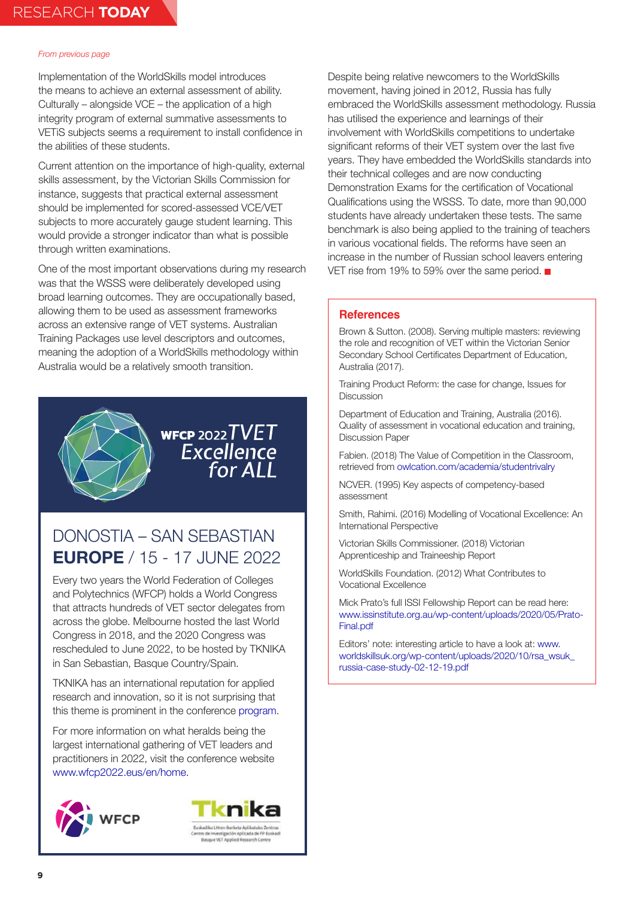*From previous page*

Implementation of the WorldSkills model introduces the means to achieve an external assessment of ability. Culturally – alongside VCE – the application of a high integrity program of external summative assessments to VETiS subjects seems a requirement to install confidence in the abilities of these students.

Current attention on the importance of high-quality, external skills assessment, by the Victorian Skills Commission for instance, suggests that practical external assessment should be implemented for scored-assessed VCE/VET subjects to more accurately gauge student learning. This would provide a stronger indicator than what is possible through written examinations.

One of the most important observations during my research was that the WSSS were deliberately developed using broad learning outcomes. They are occupationally based, allowing them to be used as assessment frameworks across an extensive range of VET systems. Australian Training Packages use level descriptors and outcomes, meaning the adoption of a WorldSkills methodology within Australia would be a relatively smooth transition.

Despite being relative newcomers to the WorldSkills movement, having joined in 2012, Russia has fully embraced the WorldSkills assessment methodology. Russia has utilised the experience and learnings of their involvement with WorldSkills competitions to undertake significant reforms of their VET system over the last five years. They have embedded the WorldSkills standards into their technical colleges and are now conducting Demonstration Exams for the certification of Vocational Qualifications using the WSSS. To date, more than 90,000 students have already undertaken these tests. The same benchmark is also being applied to the training of teachers in various vocational fields. The reforms have seen an increase in the number of Russian school leavers entering VET rise from 19% to 59% over the same period.

**WFCP 2022 TVET Excellence for ALL**

## DONOSTIA – SAN SEBASTIAN **EUROPE** / 15 - 17 JUNE 2022

Every two years the World Federation of Colleges and Polytechnics (WFCP) holds a World Congress that attracts hundreds of VET sector delegates from across the globe. Melbourne hosted the last World Congress in 2018, and the 2020 Congress was rescheduled to June 2022, to be hosted by TKNIKA in San Sebastian, Basque Country/Spain.

TKNIKA has an international reputation for applied research and innovation, so it is not surprising that this theme is prominent in the conference program.

For more information on what heralds being the largest international gathering of VET leaders and practitioners in 2022, visit the conference website www.wfcp2022.eus/en/home.

WFCP

Tknika
Euskadiko Lanbide Heziketa Aplikatuko Zentroa
Centro de Investigación Aplicada de FP Euskadi
Basque VET Applied Research Centre

## References

Brown & Sutton. (2008). Serving multiple masters: reviewing the role and recognition of VET within the Victorian Senior Secondary School Certificates Department of Education, Australia (2017).

Training Product Reform: the case for change, Issues for Discussion

Department of Education and Training, Australia (2016). Quality of assessment in vocational education and training, Discussion Paper

Fabien. (2018) The Value of Competition in the Classroom, retrieved from owlcation.com/academia/studentrivalry

NCVER. (1995) Key aspects of competency-based assessment

Smith, Rahimi. (2016) Modelling of Vocational Excellence: An International Perspective

Victorian Skills Commissioner. (2018) Victorian Apprenticeship and Traineeship Report

WorldSkills Foundation. (2012) What Contributes to Vocational Excellence

Mick Prato's full ISSI Fellowship Report can be read here: www.issinstitute.org.au/wp-content/uploads/2020/05/Prato-Final.pdf

Editors' note: interesting article to have a look at: www.worldskillsuk.org/wp-content/uploads/2020/10/rsa_wsuk_russia-case-study-02-12-19.pdf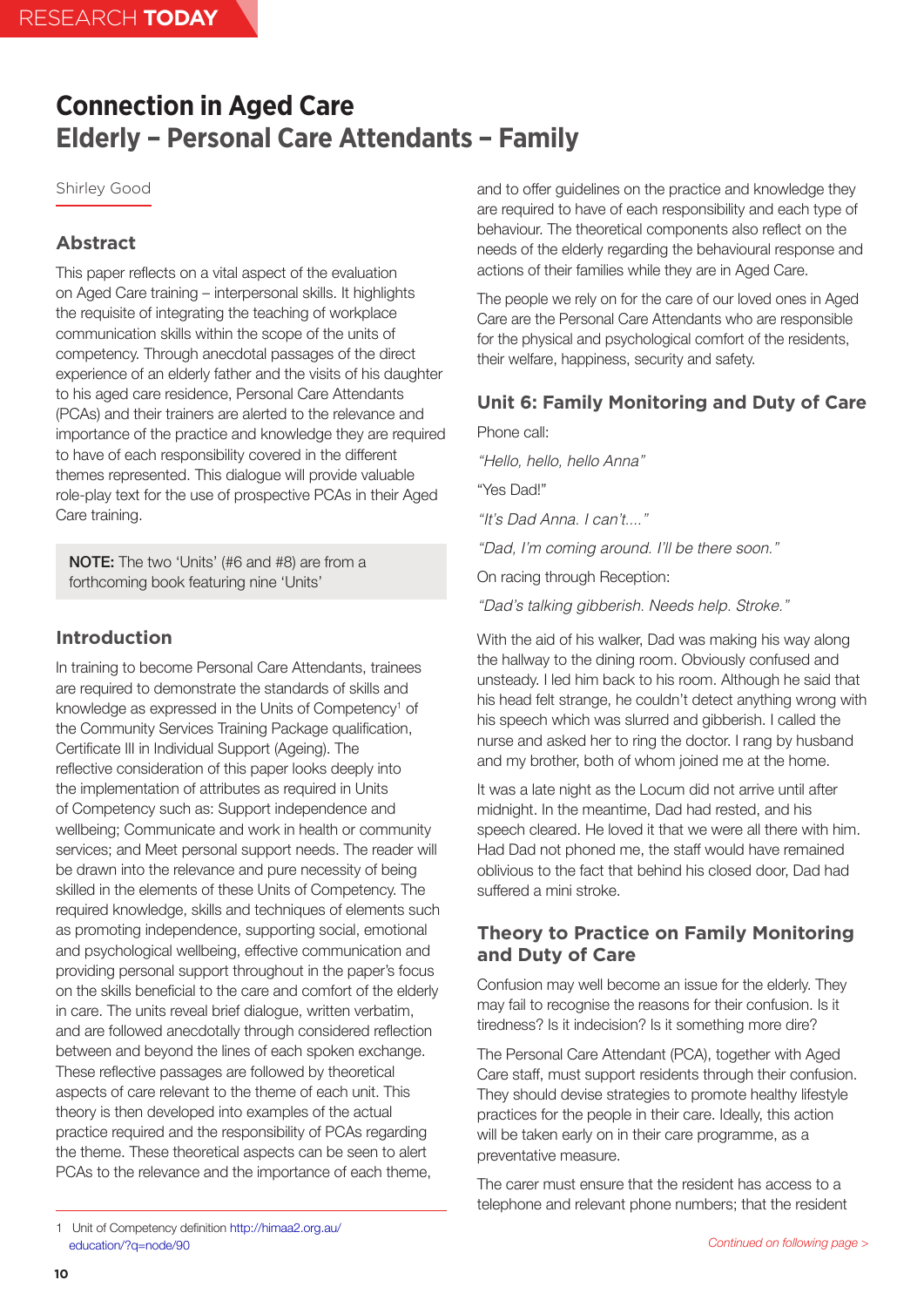# Connection in Aged Care

## Elderly – Personal Care Attendants – Family

Shirley Good

## Abstract

This paper reflects on a vital aspect of the evaluation on Aged Care training – interpersonal skills. It highlights the requisite of integrating the teaching of workplace communication skills within the scope of the units of competency. Through anecdotal passages of the direct experience of an elderly father and the visits of his daughter to his aged care residence, Personal Care Attendants (PCAs) and their trainers are alerted to the relevance and importance of the practice and knowledge they are required to have of each responsibility covered in the different themes represented. This dialogue will provide valuable role-play text for the use of prospective PCAs in their Aged Care training.

**NOTE:** The two 'Units' (#6 and #8) are from a forthcoming book featuring nine 'Units'

## Introduction

In training to become Personal Care Attendants, trainees are required to demonstrate the standards of skills and knowledge as expressed in the Units of Competency[1] of the Community Services Training Package qualification, Certificate III in Individual Support (Ageing). The reflective consideration of this paper looks deeply into the implementation of attributes as required in Units of Competency such as: Support independence and wellbeing; Communicate and work in health or community services; and Meet personal support needs. The reader will be drawn into the relevance and pure necessity of being skilled in the elements of these Units of Competency. The required knowledge, skills and techniques of elements such as promoting independence, supporting social, emotional and psychological wellbeing, effective communication and providing personal support throughout in the paper's focus on the skills beneficial to the care and comfort of the elderly in care. The units reveal brief dialogue, written verbatim, and are followed anecdotally through considered reflection between and beyond the lines of each spoken exchange. These reflective passages are followed by theoretical aspects of care relevant to the theme of each unit. This theory is then developed into examples of the actual practice required and the responsibility of PCAs regarding the theme. These theoretical aspects can be seen to alert PCAs to the relevance and the importance of each theme, and to offer guidelines on the practice and knowledge they are required to have of each responsibility and each type of behaviour. The theoretical components also reflect on the needs of the elderly regarding the behavioural response and actions of their families while they are in Aged Care.

The people we rely on for the care of our loved ones in Aged Care are the Personal Care Attendants who are responsible for the physical and psychological comfort of the residents, their welfare, happiness, security and safety.

## Unit 6: Family Monitoring and Duty of Care

Phone call:

*"Hello, hello, hello Anna"*

"Yes Dad!"

*"It's Dad Anna. I can't...."*

*"Dad, I'm coming around. I'll be there soon."*

On racing through Reception:

*"Dad's talking gibberish. Needs help. Stroke."*

With the aid of his walker, Dad was making his way along the hallway to the dining room. Obviously confused and unsteady. I led him back to his room. Although he said that his head felt strange, he couldn't detect anything wrong with his speech which was slurred and gibberish. I called the nurse and asked her to ring the doctor. I rang by husband and my brother, both of whom joined me at the home.

It was a late night as the Locum did not arrive until after midnight. In the meantime, Dad had rested, and his speech cleared. He loved it that we were all there with him. Had Dad not phoned me, the staff would have remained oblivious to the fact that behind his closed door, Dad had suffered a mini stroke.

## Theory to Practice on Family Monitoring and Duty of Care

Confusion may well become an issue for the elderly. They may fail to recognise the reasons for their confusion. Is it tiredness? Is it indecision? Is it something more dire?

The Personal Care Attendant (PCA), together with Aged Care staff, must support residents through their confusion. They should devise strategies to promote healthy lifestyle practices for the people in their care. Ideally, this action will be taken early on in their care programme, as a preventative measure.

The carer must ensure that the resident has access to a telephone and relevant phone numbers; that the resident

*Continued on following page >*

1 Unit of Competency definition http://himaa2.org.au/education/?q=node/90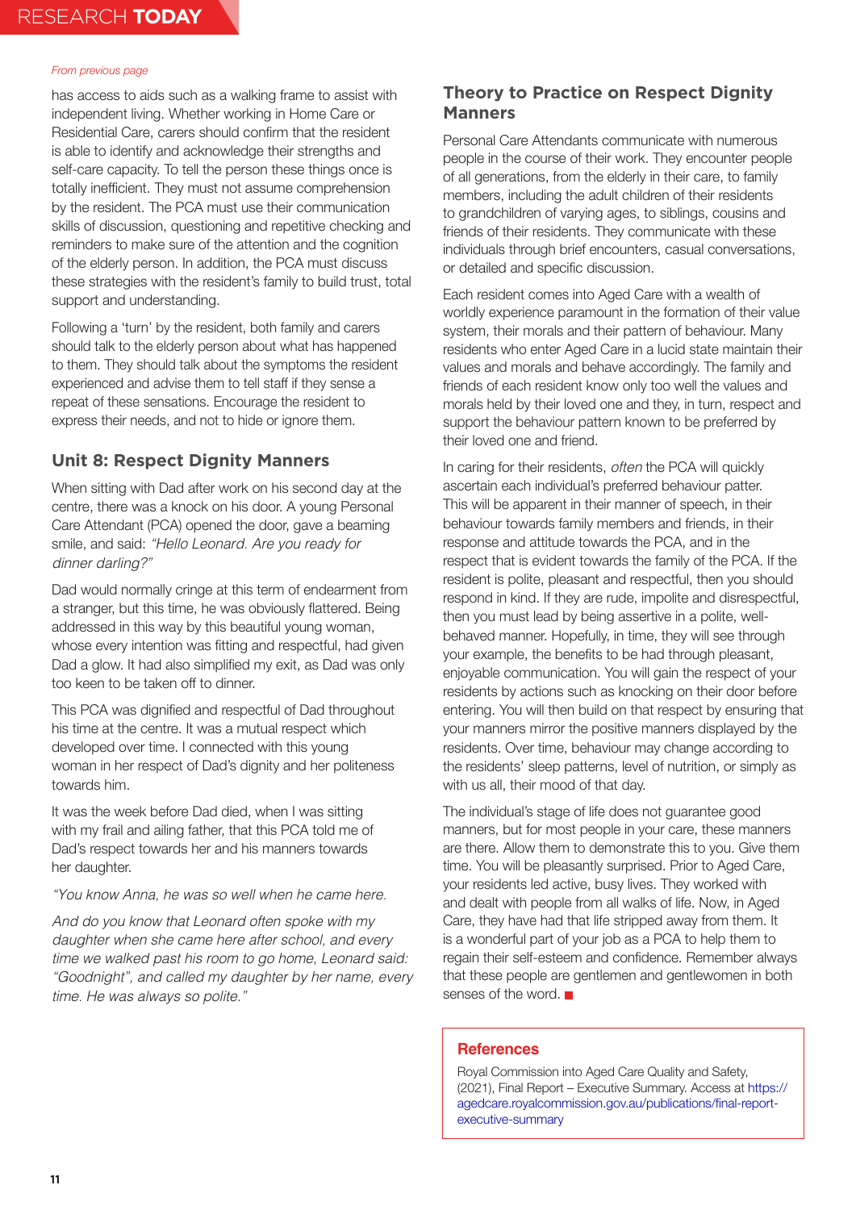*From previous page*

has access to aids such as a walking frame to assist with independent living. Whether working in Home Care or Residential Care, carers should confirm that the resident is able to identify and acknowledge their strengths and self-care capacity. To tell the person these things once is totally inefficient. They must not assume comprehension by the resident. The PCA must use their communication skills of discussion, questioning and repetitive checking and reminders to make sure of the attention and the cognition of the elderly person. In addition, the PCA must discuss these strategies with the resident's family to build trust, total support and understanding.

Following a 'turn' by the resident, both family and carers should talk to the elderly person about what has happened to them. They should talk about the symptoms the resident experienced and advise them to tell staff if they sense a repeat of these sensations. Encourage the resident to express their needs, and not to hide or ignore them.

## Unit 8: Respect Dignity Manners

When sitting with Dad after work on his second day at the centre, there was a knock on his door. A young Personal Care Attendant (PCA) opened the door, gave a beaming smile, and said: *"Hello Leonard. Are you ready for dinner darling?"*

Dad would normally cringe at this term of endearment from a stranger, but this time, he was obviously flattered. Being addressed in this way by this beautiful young woman, whose every intention was fitting and respectful, had given Dad a glow. It had also simplified my exit, as Dad was only too keen to be taken off to dinner.

This PCA was dignified and respectful of Dad throughout his time at the centre. It was a mutual respect which developed over time. I connected with this young woman in her respect of Dad's dignity and her politeness towards him.

It was the week before Dad died, when I was sitting with my frail and ailing father, that this PCA told me of Dad's respect towards her and his manners towards her daughter.

*"You know Anna, he was so well when he came here.*

*And do you know that Leonard often spoke with my daughter when she came here after school, and every time we walked past his room to go home, Leonard said: "Goodnight", and called my daughter by her name, every time. He was always so polite."*

## Theory to Practice on Respect Dignity Manners

Personal Care Attendants communicate with numerous people in the course of their work. They encounter people of all generations, from the elderly in their care, to family members, including the adult children of their residents to grandchildren of varying ages, to siblings, cousins and friends of their residents. They communicate with these individuals through brief encounters, casual conversations, or detailed and specific discussion.

Each resident comes into Aged Care with a wealth of worldly experience paramount in the formation of their value system, their morals and their pattern of behaviour. Many residents who enter Aged Care in a lucid state maintain their values and morals and behave accordingly. The family and friends of each resident know only too well the values and morals held by their loved one and they, in turn, respect and support the behaviour pattern known to be preferred by their loved one and friend.

In caring for their residents, *often* the PCA will quickly ascertain each individual's preferred behaviour patter. This will be apparent in their manner of speech, in their behaviour towards family members and friends, in their response and attitude towards the PCA, and in the respect that is evident towards the family of the PCA. If the resident is polite, pleasant and respectful, then you should respond in kind. If they are rude, impolite and disrespectful, then you must lead by being assertive in a polite, well-behaved manner. Hopefully, in time, they will see through your example, the benefits to be had through pleasant, enjoyable communication. You will gain the respect of your residents by actions such as knocking on their door before entering. You will then build on that respect by ensuring that your manners mirror the positive manners displayed by the residents. Over time, behaviour may change according to the residents' sleep patterns, level of nutrition, or simply as with us all, their mood of that day.

The individual's stage of life does not guarantee good manners, but for most people in your care, these manners are there. Allow them to demonstrate this to you. Give them time. You will be pleasantly surprised. Prior to Aged Care, your residents led active, busy lives. They worked with and dealt with people from all walks of life. Now, in Aged Care, they have had that life stripped away from them. It is a wonderful part of your job as a PCA to help them to regain their self-esteem and confidence. Remember always that these people are gentlemen and gentlewomen in both senses of the word. ■

### References

Royal Commission into Aged Care Quality and Safety, (2021), Final Report – Executive Summary. Access at https://agedcare.royalcommission.gov.au/publications/final-report-executive-summary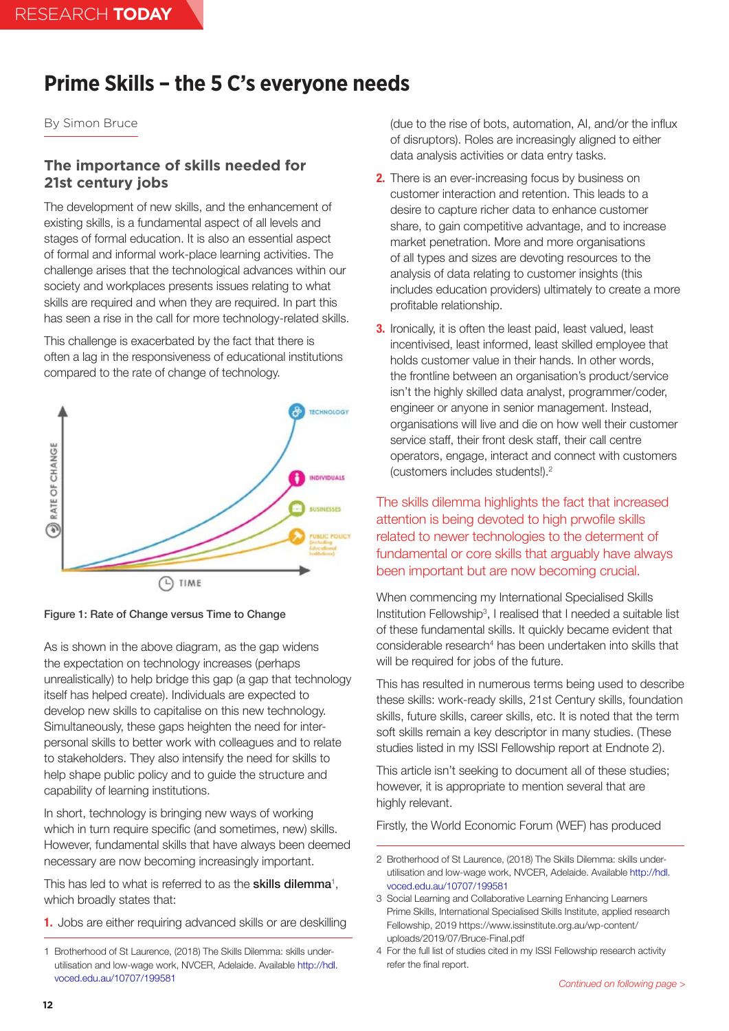# Prime Skills – the 5 C's everyone needs

By Simon Bruce

## The importance of skills needed for 21st century jobs

The development of new skills, and the enhancement of existing skills, is a fundamental aspect of all levels and stages of formal education. It is also an essential aspect of formal and informal work-place learning activities. The challenge arises that the technological advances within our society and workplaces presents issues relating to what skills are required and when they are required. In part this has seen a rise in the call for more technology-related skills.

This challenge is exacerbated by the fact that there is often a lag in the responsiveness of educational institutions compared to the rate of change of technology.

Figure 1: Rate of Change versus Time to Change

As is shown in the above diagram, as the gap widens the expectation on technology increases (perhaps unrealistically) to help bridge this gap (a gap that technology itself has helped create). Individuals are expected to develop new skills to capitalise on this new technology. Simultaneously, these gaps heighten the need for inter-personal skills to better work with colleagues and to relate to stakeholders. They also intensify the need for skills to help shape public policy and to guide the structure and capability of learning institutions.

In short, technology is bringing new ways of working which in turn require specific (and sometimes, new) skills. However, fundamental skills that have always been deemed necessary are now becoming increasingly important.

This has led to what is referred to as the **skills dilemma**[1], which broadly states that:

1. Jobs are either requiring advanced skills or are deskilling (due to the rise of bots, automation, AI, and/or the influx of disruptors). Roles are increasingly aligned to either data analysis activities or data entry tasks.
2. There is an ever-increasing focus by business on customer interaction and retention. This leads to a desire to capture richer data to enhance customer share, to gain competitive advantage, and to increase market penetration. More and more organisations of all types and sizes are devoting resources to the analysis of data relating to customer insights (this includes education providers) ultimately to create a more profitable relationship.
3. Ironically, it is often the least paid, least valued, least incentivised, least informed, least skilled employee that holds customer value in their hands. In other words, the frontline between an organisation's product/service isn't the highly skilled data analyst, programmer/coder, engineer or anyone in senior management. Instead, organisations will live and die on how well their customer service staff, their front desk staff, their call centre operators, engage, interact and connect with customers (customers includes students!).[2]

The skills dilemma highlights the fact that increased attention is being devoted to high prwofile skills related to newer technologies to the determent of fundamental or core skills that arguably have always been important but are now becoming crucial.

When commencing my International Specialised Skills Institution Fellowship[3], I realised that I needed a suitable list of these fundamental skills. It quickly became evident that considerable research[4] has been undertaken into skills that will be required for jobs of the future.

This has resulted in numerous terms being used to describe these skills: work-ready skills, 21st Century skills, foundation skills, future skills, career skills, etc. It is noted that the term soft skills remain a key descriptor in many studies. (These studies listed in my ISSI Fellowship report at Endnote 2).

This article isn't seeking to document all of these studies; however, it is appropriate to mention several that are highly relevant.

Firstly, the World Economic Forum (WEF) has produced

*Continued on following page >*

---

1 Brotherhood of St Laurence, (2018) The Skills Dilemma: skills under-utilisation and low-wage work, NVCER, Adelaide. Available http://hdl.voced.edu.au/10707/199581

2 Brotherhood of St Laurence, (2018) The Skills Dilemma: skills under-utilisation and low-wage work, NVCER, Adelaide. Available http://hdl.voced.edu.au/10707/199581

3 Social Learning and Collaborative Learning Enhancing Learners Prime Skills, International Specialised Skills Institute, applied research Fellowship, 2019 https://www.issinstitute.org.au/wp-content/uploads/2019/07/Bruce-Final.pdf

4 For the full list of studies cited in my ISSI Fellowship research activity refer the final report.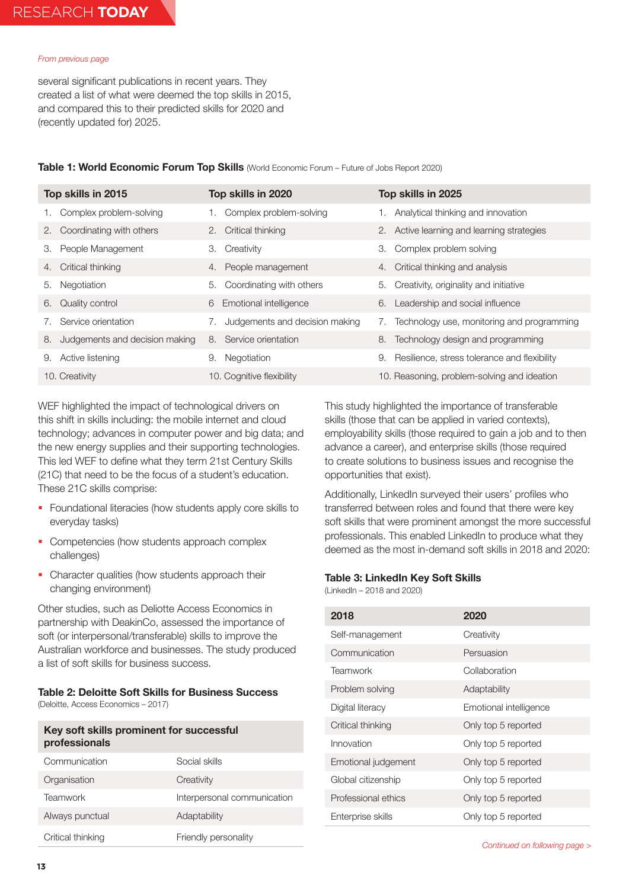*From previous page*

several significant publications in recent years. They created a list of what were deemed the top skills in 2015, and compared this to their predicted skills for 2020 and (recently updated for) 2025.

**Table 1: World Economic Forum Top Skills** (World Economic Forum – Future of Jobs Report 2020)

| Top skills in 2015 | Top skills in 2020 | Top skills in 2025 |
|---|---|---|
| 1. Complex problem-solving | 1. Complex problem-solving | 1. Analytical thinking and innovation |
| 2. Coordinating with others | 2. Critical thinking | 2. Active learning and learning strategies |
| 3. People Management | 3. Creativity | 3. Complex problem solving |
| 4. Critical thinking | 4. People management | 4. Critical thinking and analysis |
| 5. Negotiation | 5. Coordinating with others | 5. Creativity, originality and initiative |
| 6. Quality control | 6 Emotional intelligence | 6. Leadership and social influence |
| 7. Service orientation | 7. Judgements and decision making | 7. Technology use, monitoring and programming |
| 8. Judgements and decision making | 8. Service orientation | 8. Technology design and programming |
| 9. Active listening | 9. Negotiation | 9. Resilience, stress tolerance and flexibility |
| 10. Creativity | 10. Cognitive flexibility | 10. Reasoning, problem-solving and ideation |

WEF highlighted the impact of technological drivers on this shift in skills including: the mobile internet and cloud technology; advances in computer power and big data; and the new energy supplies and their supporting technologies. This led WEF to define what they term 21st Century Skills (21C) that need to be the focus of a student's education. These 21C skills comprise:

- Foundational literacies (how students apply core skills to everyday tasks)
- Competencies (how students approach complex challenges)
- Character qualities (how students approach their changing environment)

Other studies, such as Deloitte Access Economics in partnership with DeakinCo, assessed the importance of soft (or interpersonal/transferable) skills to improve the Australian workforce and businesses. The study produced a list of soft skills for business success.

**Table 2: Deloitte Soft Skills for Business Success**
(Deloitte, Access Economics – 2017)

| Key soft skills prominent for successful professionals | |
|---|---|
| Communication | Social skills |
| Organisation | Creativity |
| Teamwork | Interpersonal communication |
| Always punctual | Adaptability |
| Critical thinking | Friendly personality |

This study highlighted the importance of transferable skills (those that can be applied in varied contexts), employability skills (those required to gain a job and to then advance a career), and enterprise skills (those required to create solutions to business issues and recognise the opportunities that exist).

Additionally, LinkedIn surveyed their users' profiles who transferred between roles and found that there were key soft skills that were prominent amongst the more successful professionals. This enabled LinkedIn to produce what they deemed as the most in-demand soft skills in 2018 and 2020:

**Table 3: LinkedIn Key Soft Skills**
(LinkedIn – 2018 and 2020)

| 2018 | 2020 |
|---|---|
| Self-management | Creativity |
| Communication | Persuasion |
| Teamwork | Collaboration |
| Problem solving | Adaptability |
| Digital literacy | Emotional intelligence |
| Critical thinking | Only top 5 reported |
| Innovation | Only top 5 reported |
| Emotional judgement | Only top 5 reported |
| Global citizenship | Only top 5 reported |
| Professional ethics | Only top 5 reported |
| Enterprise skills | Only top 5 reported |

*Continued on following page >*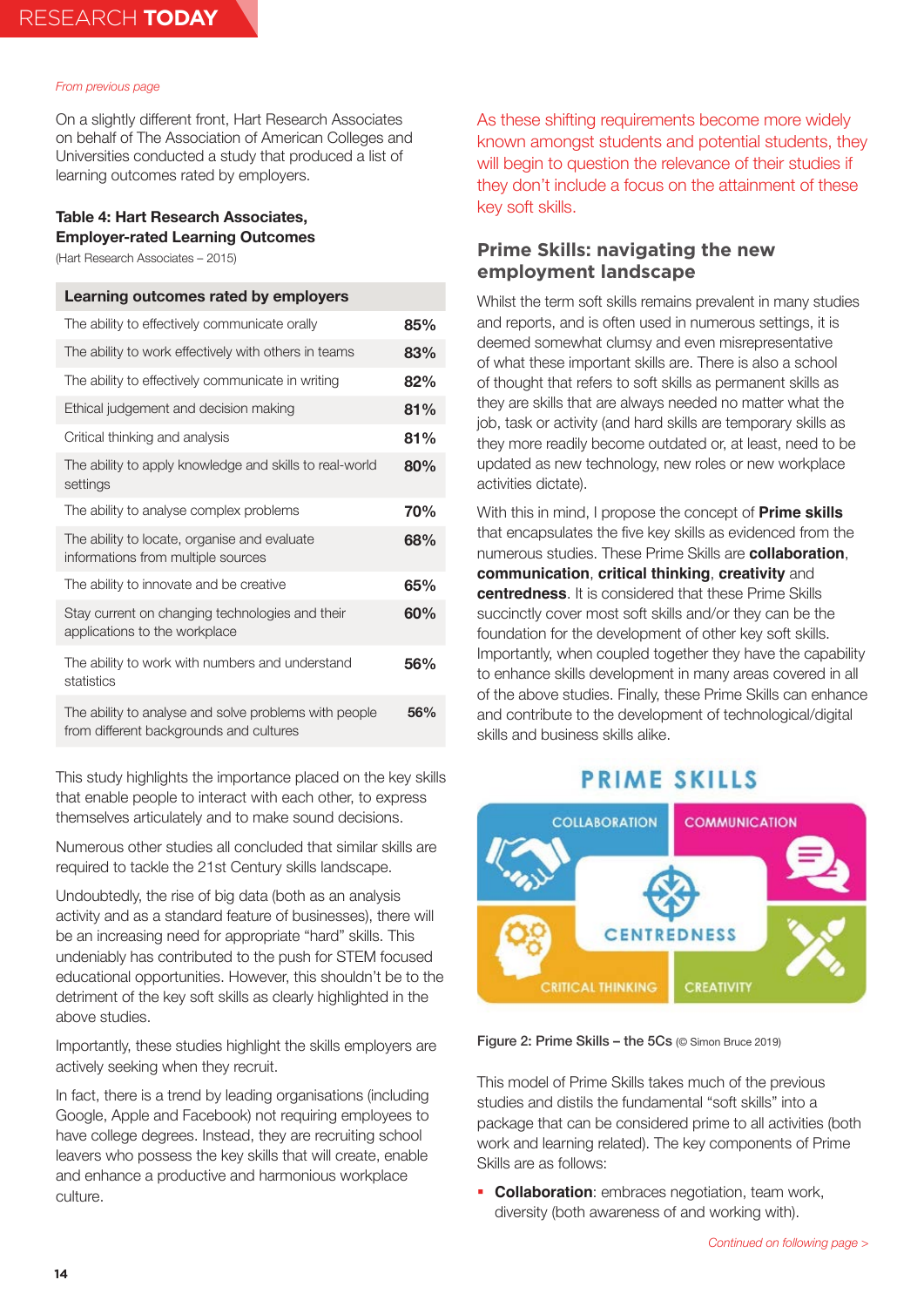*From previous page*

On a slightly different front, Hart Research Associates on behalf of The Association of American Colleges and Universities conducted a study that produced a list of learning outcomes rated by employers.

**Table 4: Hart Research Associates, Employer-rated Learning Outcomes**
(Hart Research Associates – 2015)

| Learning outcomes rated by employers | |
|---|---|
| The ability to effectively communicate orally | **85%** |
| The ability to work effectively with others in teams | **83%** |
| The ability to effectively communicate in writing | **82%** |
| Ethical judgement and decision making | **81%** |
| Critical thinking and analysis | **81%** |
| The ability to apply knowledge and skills to real-world settings | **80%** |
| The ability to analyse complex problems | **70%** |
| The ability to locate, organise and evaluate informations from multiple sources | **68%** |
| The ability to innovate and be creative | **65%** |
| Stay current on changing technologies and their applications to the workplace | **60%** |
| The ability to work with numbers and understand statistics | **56%** |
| The ability to analyse and solve problems with people from different backgrounds and cultures | **56%** |

This study highlights the importance placed on the key skills that enable people to interact with each other, to express themselves articulately and to make sound decisions.

Numerous other studies all concluded that similar skills are required to tackle the 21st Century skills landscape.

Undoubtedly, the rise of big data (both as an analysis activity and as a standard feature of businesses), there will be an increasing need for appropriate "hard" skills. This undeniably has contributed to the push for STEM focused educational opportunities. However, this shouldn't be to the detriment of the key soft skills as clearly highlighted in the above studies.

Importantly, these studies highlight the skills employers are actively seeking when they recruit.

In fact, there is a trend by leading organisations (including Google, Apple and Facebook) not requiring employees to have college degrees. Instead, they are recruiting school leavers who possess the key skills that will create, enable and enhance a productive and harmonious workplace culture.

As these shifting requirements become more widely known amongst students and potential students, they will begin to question the relevance of their studies if they don't include a focus on the attainment of these key soft skills.

## Prime Skills: navigating the new employment landscape

Whilst the term soft skills remains prevalent in many studies and reports, and is often used in numerous settings, it is deemed somewhat clumsy and even misrepresentative of what these important skills are. There is also a school of thought that refers to soft skills as permanent skills as they are skills that are always needed no matter what the job, task or activity (and hard skills are temporary skills as they more readily become outdated or, at least, need to be updated as new technology, new roles or new workplace activities dictate).

With this in mind, I propose the concept of **Prime skills** that encapsulates the five key skills as evidenced from the numerous studies. These Prime Skills are **collaboration**, **communication**, **critical thinking**, **creativity** and **centredness**. It is considered that these Prime Skills succinctly cover most soft skills and/or they can be the foundation for the development of other key soft skills. Importantly, when coupled together they have the capability to enhance skills development in many areas covered in all of the above studies. Finally, these Prime Skills can enhance and contribute to the development of technological/digital skills and business skills alike.

PRIME SKILLS

COLLABORATION | COMMUNICATION | CENTREDNESS | CRITICAL THINKING | CREATIVITY

Figure 2: Prime Skills – the 5Cs (© Simon Bruce 2019)

This model of Prime Skills takes much of the previous studies and distils the fundamental "soft skills" into a package that can be considered prime to all activities (both work and learning related). The key components of Prime Skills are as follows:

- **Collaboration**: embraces negotiation, team work, diversity (both awareness of and working with).

*Continued on following page >*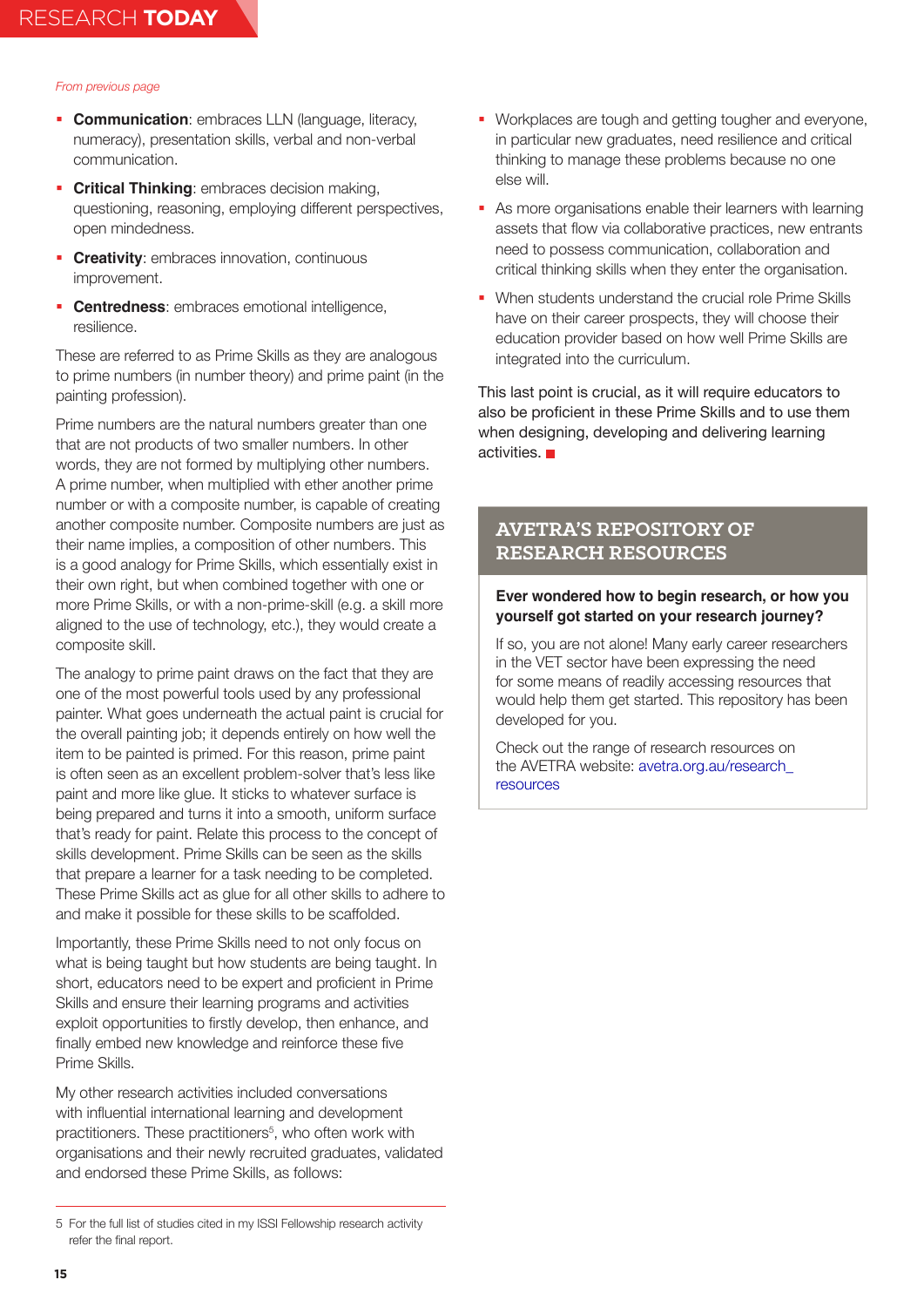*From previous page*

- **Communication**: embraces LLN (language, literacy, numeracy), presentation skills, verbal and non-verbal communication.
- **Critical Thinking**: embraces decision making, questioning, reasoning, employing different perspectives, open mindedness.
- **Creativity**: embraces innovation, continuous improvement.
- **Centredness**: embraces emotional intelligence, resilience.

These are referred to as Prime Skills as they are analogous to prime numbers (in number theory) and prime paint (in the painting profession).

Prime numbers are the natural numbers greater than one that are not products of two smaller numbers. In other words, they are not formed by multiplying other numbers. A prime number, when multiplied with ether another prime number or with a composite number, is capable of creating another composite number. Composite numbers are just as their name implies, a composition of other numbers. This is a good analogy for Prime Skills, which essentially exist in their own right, but when combined together with one or more Prime Skills, or with a non-prime-skill (e.g. a skill more aligned to the use of technology, etc.), they would create a composite skill.

The analogy to prime paint draws on the fact that they are one of the most powerful tools used by any professional painter. What goes underneath the actual paint is crucial for the overall painting job; it depends entirely on how well the item to be painted is primed. For this reason, prime paint is often seen as an excellent problem-solver that's less like paint and more like glue. It sticks to whatever surface is being prepared and turns it into a smooth, uniform surface that's ready for paint. Relate this process to the concept of skills development. Prime Skills can be seen as the skills that prepare a learner for a task needing to be completed. These Prime Skills act as glue for all other skills to adhere to and make it possible for these skills to be scaffolded.

Importantly, these Prime Skills need to not only focus on what is being taught but how students are being taught. In short, educators need to be expert and proficient in Prime Skills and ensure their learning programs and activities exploit opportunities to firstly develop, then enhance, and finally embed new knowledge and reinforce these five Prime Skills.

My other research activities included conversations with influential international learning and development practitioners. These practitioners[5], who often work with organisations and their newly recruited graduates, validated and endorsed these Prime Skills, as follows:

- Workplaces are tough and getting tougher and everyone, in particular new graduates, need resilience and critical thinking to manage these problems because no one else will.
- As more organisations enable their learners with learning assets that flow via collaborative practices, new entrants need to possess communication, collaboration and critical thinking skills when they enter the organisation.
- When students understand the crucial role Prime Skills have on their career prospects, they will choose their education provider based on how well Prime Skills are integrated into the curriculum.

This last point is crucial, as it will require educators to also be proficient in these Prime Skills and to use them when designing, developing and delivering learning activities. ■

## AVETRA'S REPOSITORY OF RESEARCH RESOURCES

**Ever wondered how to begin research, or how you yourself got started on your research journey?**

If so, you are not alone! Many early career researchers in the VET sector have been expressing the need for some means of readily accessing resources that would help them get started. This repository has been developed for you.

Check out the range of research resources on the AVETRA website: avetra.org.au/research_resources

---

5 For the full list of studies cited in my ISSI Fellowship research activity refer the final report.